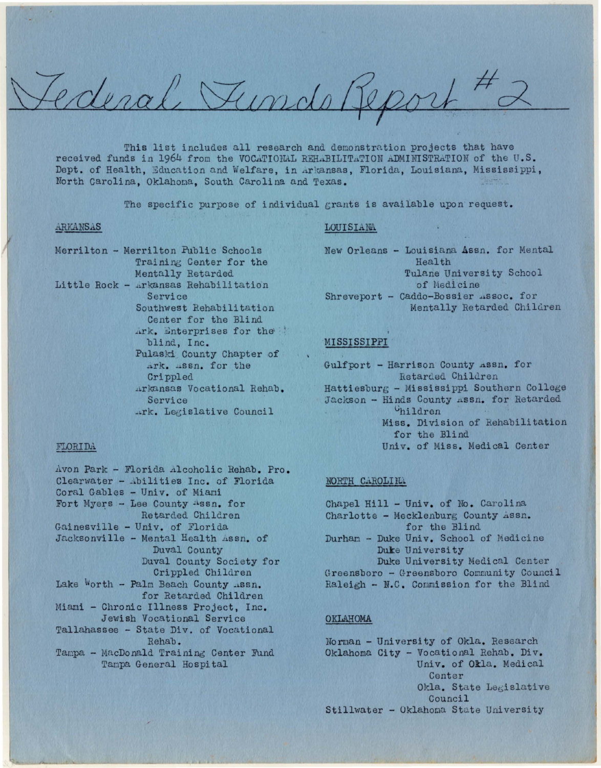# Federal Funds Report #2

This list includes all research and demonstration projects that have received funds in 1964 from the VOCATIONAL REHABILITATION ADMINISTRATION of the U.S. Dept. of Health, Education and Welfare, in Arkansas, Florida, Louisiana, Mississippi, North Carolina, Oklahoma, South Carolina and Texas.

The specific purpose of individual grants is available upon request.

## ARKANSAS

Merrilton - Merrilton Public Schools Training Center for the Mentally Retarded

Little Rock - Arkansas Rehabilitation Service
- Southwest Rehabilitation Center for the Blind
- Ark. Enterprises for the blind, Inc.
- Pulaski County Chapter of Ark. Assn. for the Crippled
- Arkansas Vocational Rehab. Service
- Ark. Legislative Council

## FLORIDA

Avon Park - Florida Alcoholic Rehab. Pro.

Clearwater - Abilities Inc. of Florida

Coral Gables - Univ. of Miami

Fort Myers - Lee County Assn. for Retarded Children

Gainesville - Univ. of Florida

Jacksonville - Mental Health Assn. of Duval County
- Duval County Society for Crippled Children

Lake Worth - Palm Beach County Assn. for Retarded Children

Miami - Chronic Illness Project, Inc.
- Jewish Vocational Service

Tallahassee - State Div. of Vocational Rehab.

Tampa - MacDonald Training Center Fund
- Tampa General Hospital

## LOUISIANA

New Orleans - Louisiana Assn. for Mental Health
- Tulane University School of Medicine

Shreveport - Caddo-Bossier Assoc. for Mentally Retarded Children

## MISSISSIPPI

Gulfport - Harrison County Assn. for Retarded Children

Hattiesburg - Mississippi Southern College

Jackson - Hinds County Assn. for Retarded Children
- Miss. Division of Rehabilitation for the Blind
- Univ. of Miss. Medical Center

## NORTH CAROLINA

Chapel Hill - Univ. of No. Carolina

Charlotte - Mecklenburg County Assn. for the Blind

Durham - Duke Univ. School of Medicine
- Duke University
- Duke University Medical Center

Greensboro - Greensboro Community Council

Raleigh - N.C. Commission for the Blind

## OKLAHOMA

Norman - University of Okla. Research

Oklahoma City - Vocational Rehab. Div.
- Univ. of Okla. Medical Center
- Okla. State Legislative Council

Stillwater - Oklahoma State University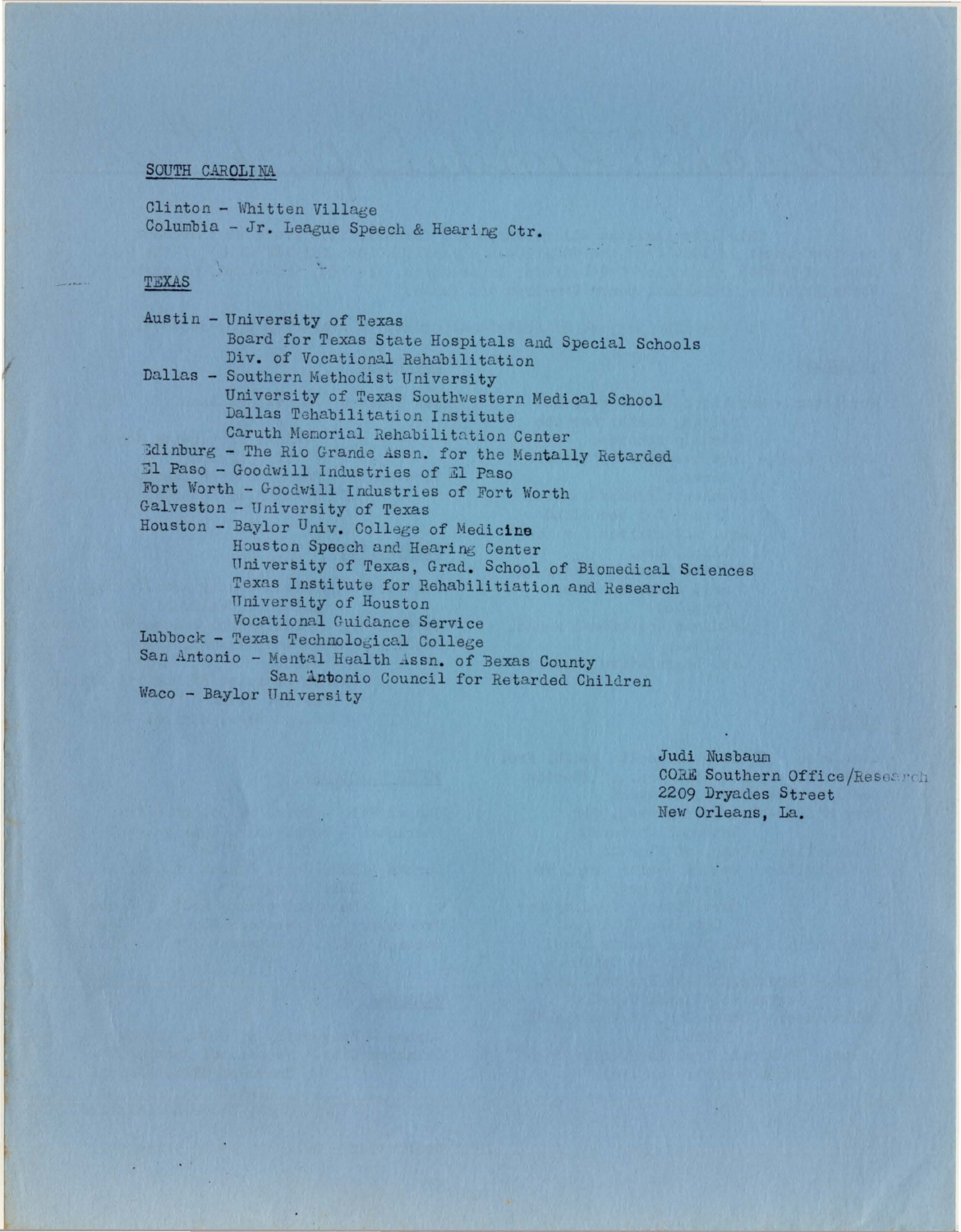SOUTH CAROLINA

Clinton - Whitten Village
Columbia - Jr. League Speech & Hearing Ctr.

TEXAS

Austin - University of Texas
        Board for Texas State Hospitals and Special Schools
        Div. of Vocational Rehabilitation
Dallas - Southern Methodist University
        University of Texas Southwestern Medical School
        Dallas Tehabilitation Institute
        Caruth Memorial Rehabilitation Center
Edinburg - The Rio Grande Assn. for the Mentally Retarded
El Paso - Goodwill Industries of El Paso
Fort Worth - Goodwill Industries of Fort Worth
Galveston - University of Texas
Houston - Baylor Univ. College of Medicine
        Houston Speech and Hearing Center
        University of Texas, Grad. School of Biomedical Sciences
        Texas Institute for Rehabilitiation and Research
        University of Houston
        Vocational Guidance Service
Lubbock - Texas Technological College
San Antonio - Mental Health Assn. of Bexas County
        San Antonio Council for Retarded Children
Waco - Baylor University

Judi Nusbaum
CORE Southern Office/Research
2209 Dryades Street
New Orleans, La.